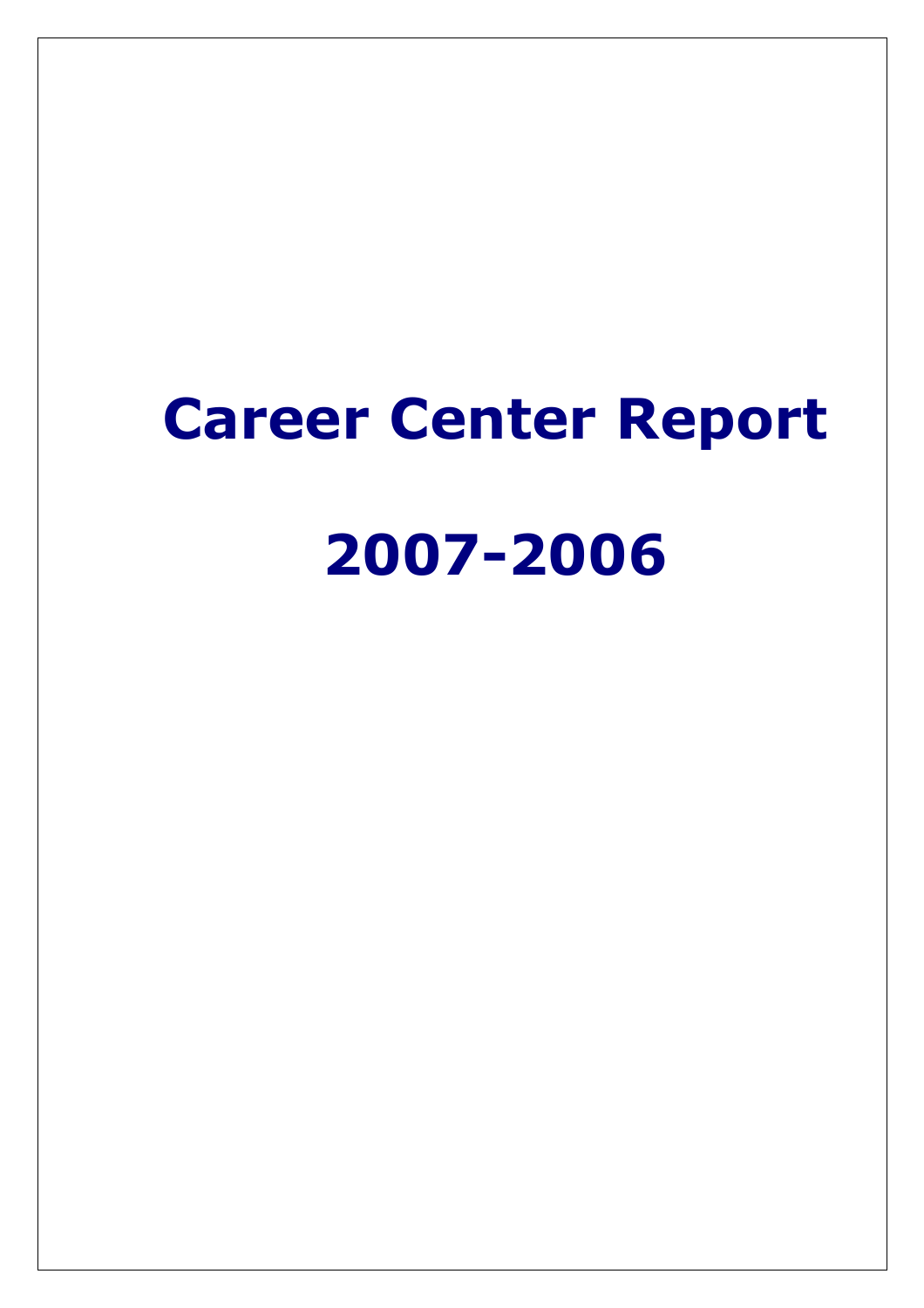# Career Center Report

# 2007-2006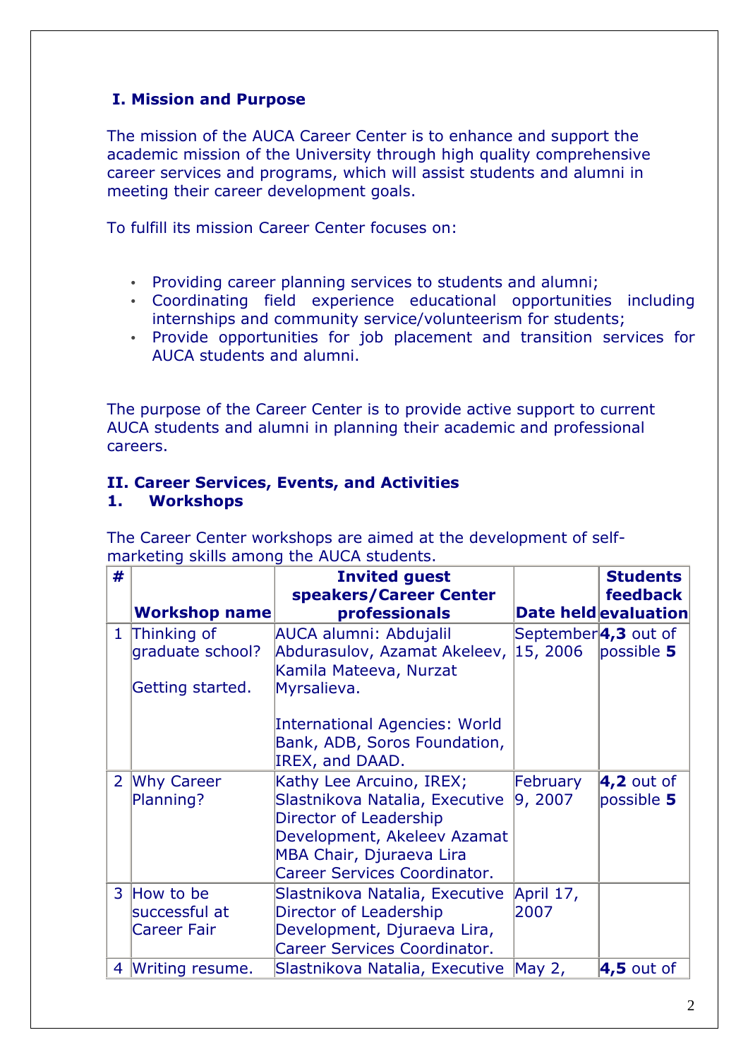## I. Mission and Purpose

The mission of the AUCA Career Center is to enhance and support the academic mission of the University through high quality comprehensive career services and programs, which will assist students and alumni in meeting their career development goals.

To fulfill its mission Career Center focuses on:

- Providing career planning services to students and alumni;
- Coordinating field experience educational opportunities including internships and community service/volunteerism for students;
- Provide opportunities for job placement and transition services for AUCA students and alumni.

The purpose of the Career Center is to provide active support to current AUCA students and alumni in planning their academic and professional careers.

## II. Career Services, Events, and Activities

### 1. Workshops

The Career Center workshops are aimed at the development of self-marketing skills among the AUCA students.

| # | Workshop name | Invited guest speakers/Career Center professionals | Date held | Students feedback evaluation |
|---|---|---|---|---|
| 1 | Thinking of graduate school?<br><br>Getting started. | AUCA alumni: Abdujalil Abdurasulov, Azamat Akeleev, Kamila Mateeva, Nurzat Myrsalieva.<br><br>International Agencies: World Bank, ADB, Soros Foundation, IREX, and DAAD. | September 15, 2006 | **4,3** out of possible **5** |
| 2 | Why Career Planning? | Kathy Lee Arcuino, IREX; Slastnikova Natalia, Executive Director of Leadership Development, Akeleev Azamat MBA Chair, Djuraeva Lira Career Services Coordinator. | February 9, 2007 | **4,2** out of possible **5** |
| 3 | How to be successful at Career Fair | Slastnikova Natalia, Executive Director of Leadership Development, Djuraeva Lira, Career Services Coordinator. | April 17, 2007 | |
| 4 | Writing resume. | Slastnikova Natalia, Executive | May 2, | **4,5** out of |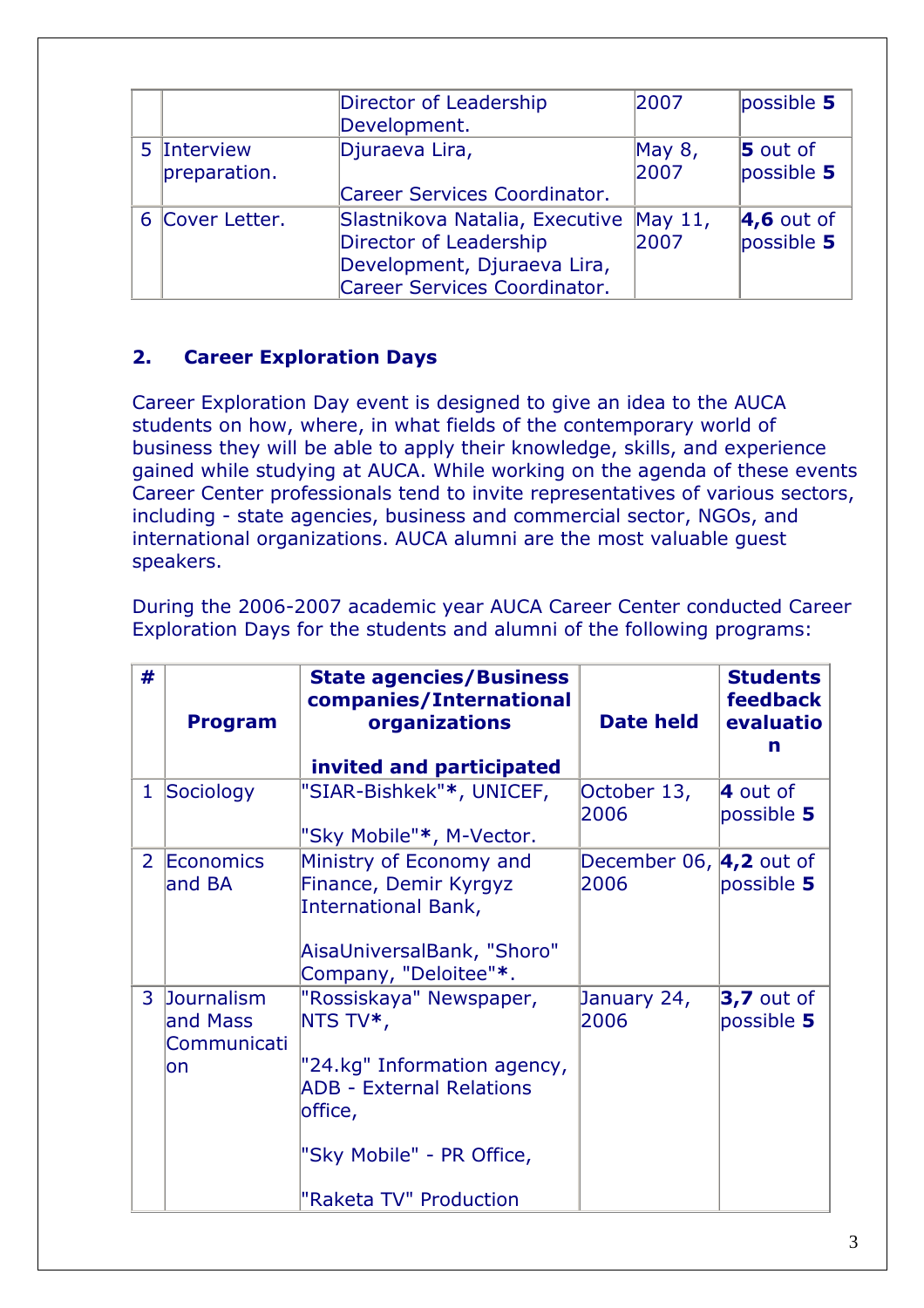| | | | | |
|---|---|---|---|---|
| | | Director of Leadership Development. | 2007 | possible **5** |
| 5 | Interview preparation. | Djuraeva Lira, Career Services Coordinator. | May 8, 2007 | **5** out of possible **5** |
| 6 | Cover Letter. | Slastnikova Natalia, Executive Director of Leadership Development, Djuraeva Lira, Career Services Coordinator. | May 11, 2007 | **4,6** out of possible **5** |

## 2. Career Exploration Days

Career Exploration Day event is designed to give an idea to the AUCA students on how, where, in what fields of the contemporary world of business they will be able to apply their knowledge, skills, and experience gained while studying at AUCA. While working on the agenda of these events Career Center professionals tend to invite representatives of various sectors, including - state agencies, business and commercial sector, NGOs, and international organizations. AUCA alumni are the most valuable guest speakers.

During the 2006-2007 academic year AUCA Career Center conducted Career Exploration Days for the students and alumni of the following programs:

| # | Program | State agencies/Business companies/International organizations invited and participated | Date held | Students feedback evaluation |
|---|---|---|---|---|
| 1 | Sociology | "SIAR-Bishkek"**\***, UNICEF, "Sky Mobile"**\***, M-Vector. | October 13, 2006 | **4** out of possible **5** |
| 2 | Economics and BA | Ministry of Economy and Finance, Demir Kyrgyz International Bank, AisaUniversalBank, "Shoro" Company, "Deloitee"**\***. | December 06, 2006 | **4,2** out of possible **5** |
| 3 | Journalism and Mass Communication | "Rossiskaya" Newspaper, NTS TV**\***, "24.kg" Information agency, ADB - External Relations office, "Sky Mobile" - PR Office, "Raketa TV" Production | January 24, 2006 | **3,7** out of possible **5** |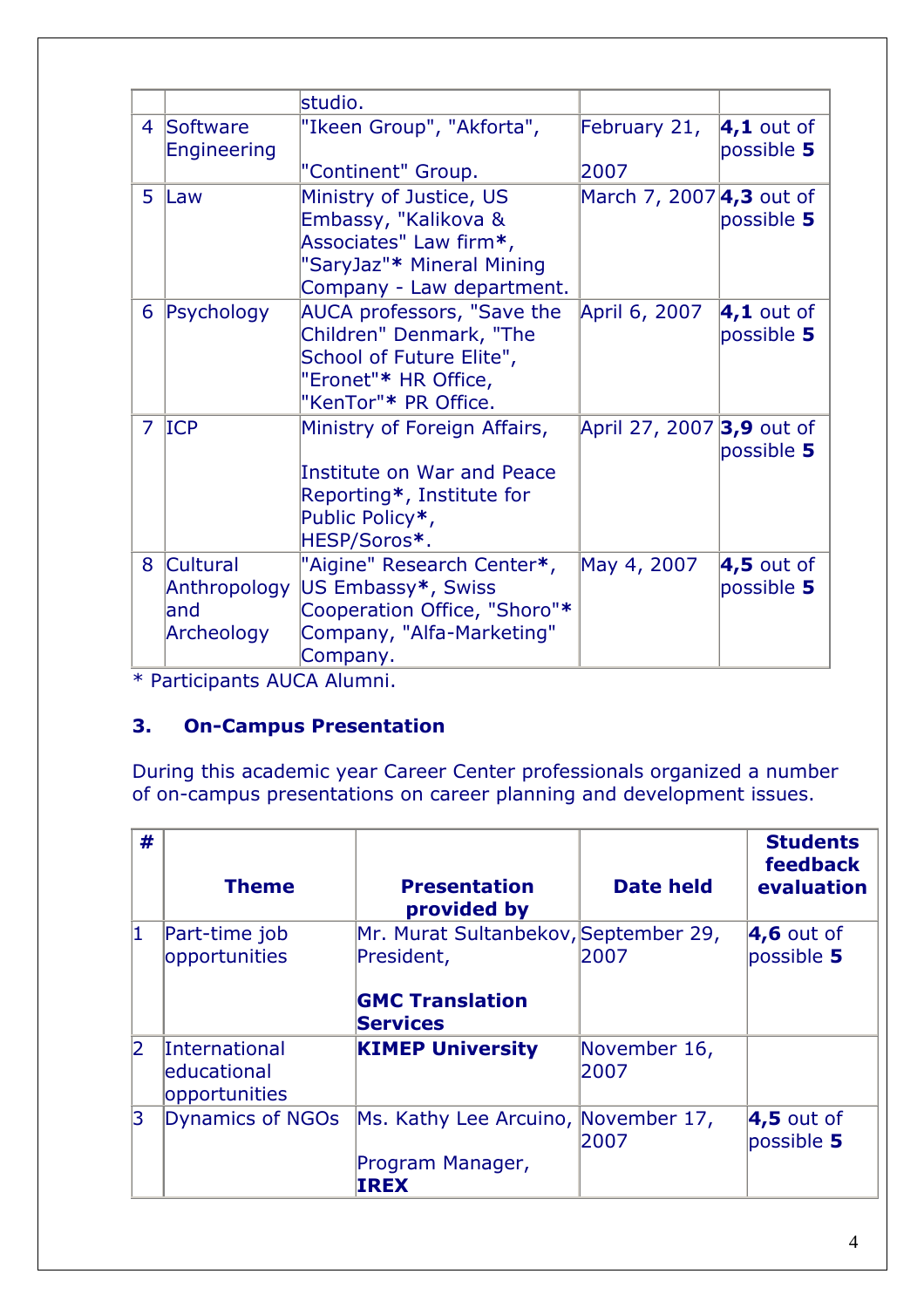| | | studio. | | |
|---|---|---|---|---|
| 4 | Software Engineering | "Ikeen Group", "Akforta", "Continent" Group. | February 21, 2007 | **4,1** out of possible **5** |
| 5 | Law | Ministry of Justice, US Embassy, "Kalikova & Associates" Law firm**\***, "SaryJaz"**\*** Mineral Mining Company - Law department. | March 7, 2007 | **4,3** out of possible **5** |
| 6 | Psychology | AUCA professors, "Save the Children" Denmark, "The School of Future Elite", "Eronet"**\*** HR Office, "KenTor"**\*** PR Office. | April 6, 2007 | **4,1** out of possible **5** |
| 7 | ICP | Ministry of Foreign Affairs, Institute on War and Peace Reporting**\***, Institute for Public Policy**\***, HESP/Soros**\***. | April 27, 2007 | **3,9** out of possible **5** |
| 8 | Cultural Anthropology and Archeology | "Aigine" Research Center**\***, US Embassy**\***, Swiss Cooperation Office, "Shoro"**\*** Company, "Alfa-Marketing" Company. | May 4, 2007 | **4,5** out of possible **5** |

* Participants AUCA Alumni.

### 3. On-Campus Presentation

During this academic year Career Center professionals organized a number of on-campus presentations on career planning and development issues.

| # | Theme | Presentation provided by | Date held | Students feedback evaluation |
|---|---|---|---|---|
| 1 | Part-time job opportunities | Mr. Murat Sultanbekov, President, **GMC Translation Services** | September 29, 2007 | **4,6** out of possible **5** |
| 2 | International educational opportunities | **KIMEP University** | November 16, 2007 | |
| 3 | Dynamics of NGOs | Ms. Kathy Lee Arcuino, Program Manager, **IREX** | November 17, 2007 | **4,5** out of possible **5** |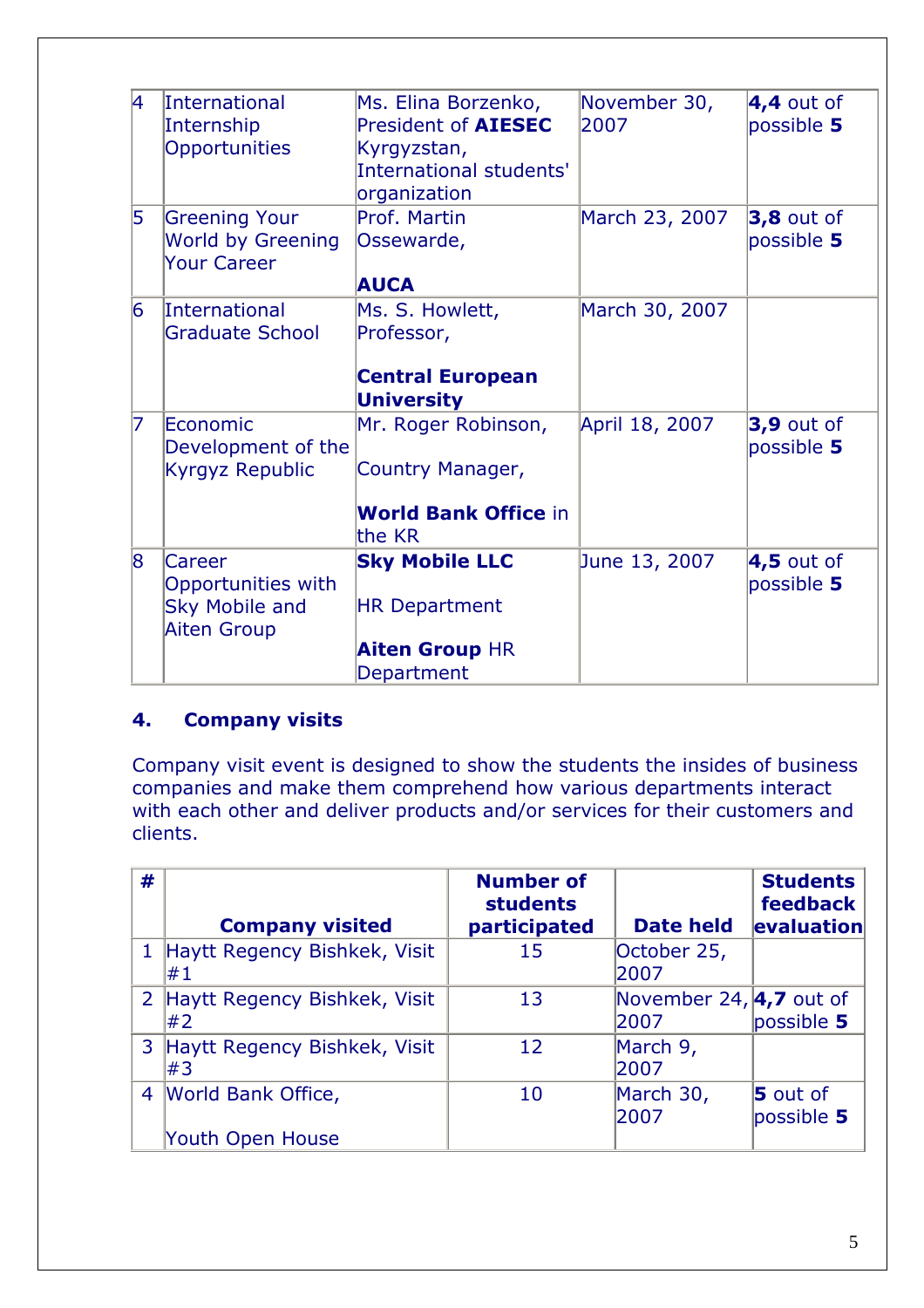| | | | | |
|---|---|---|---|---|
| 4 | International Internship Opportunities | Ms. Elina Borzenko, President of **AIESEC** Kyrgyzstan, International students' organization | November 30, 2007 | **4,4** out of possible **5** |
| 5 | Greening Your World by Greening Your Career | Prof. Martin Ossewarde, **AUCA** | March 23, 2007 | **3,8** out of possible **5** |
| 6 | International Graduate School | Ms. S. Howlett, Professor, **Central European University** | March 30, 2007 | |
| 7 | Economic Development of the Kyrgyz Republic | Mr. Roger Robinson, Country Manager, **World Bank Office** in the KR | April 18, 2007 | **3,9** out of possible **5** |
| 8 | Career Opportunities with Sky Mobile and Aiten Group | **Sky Mobile LLC** HR Department **Aiten Group** HR Department | June 13, 2007 | **4,5** out of possible **5** |

### 4. Company visits

Company visit event is designed to show the students the insides of business companies and make them comprehend how various departments interact with each other and deliver products and/or services for their customers and clients.

| # | Company visited | Number of students participated | Date held | Students feedback evaluation |
|---|---|---|---|---|
| 1 | Haytt Regency Bishkek, Visit #1 | 15 | October 25, 2007 | |
| 2 | Haytt Regency Bishkek, Visit #2 | 13 | November 24, 2007 | **4,7** out of possible **5** |
| 3 | Haytt Regency Bishkek, Visit #3 | 12 | March 9, 2007 | |
| 4 | World Bank Office, Youth Open House | 10 | March 30, 2007 | **5** out of possible **5** |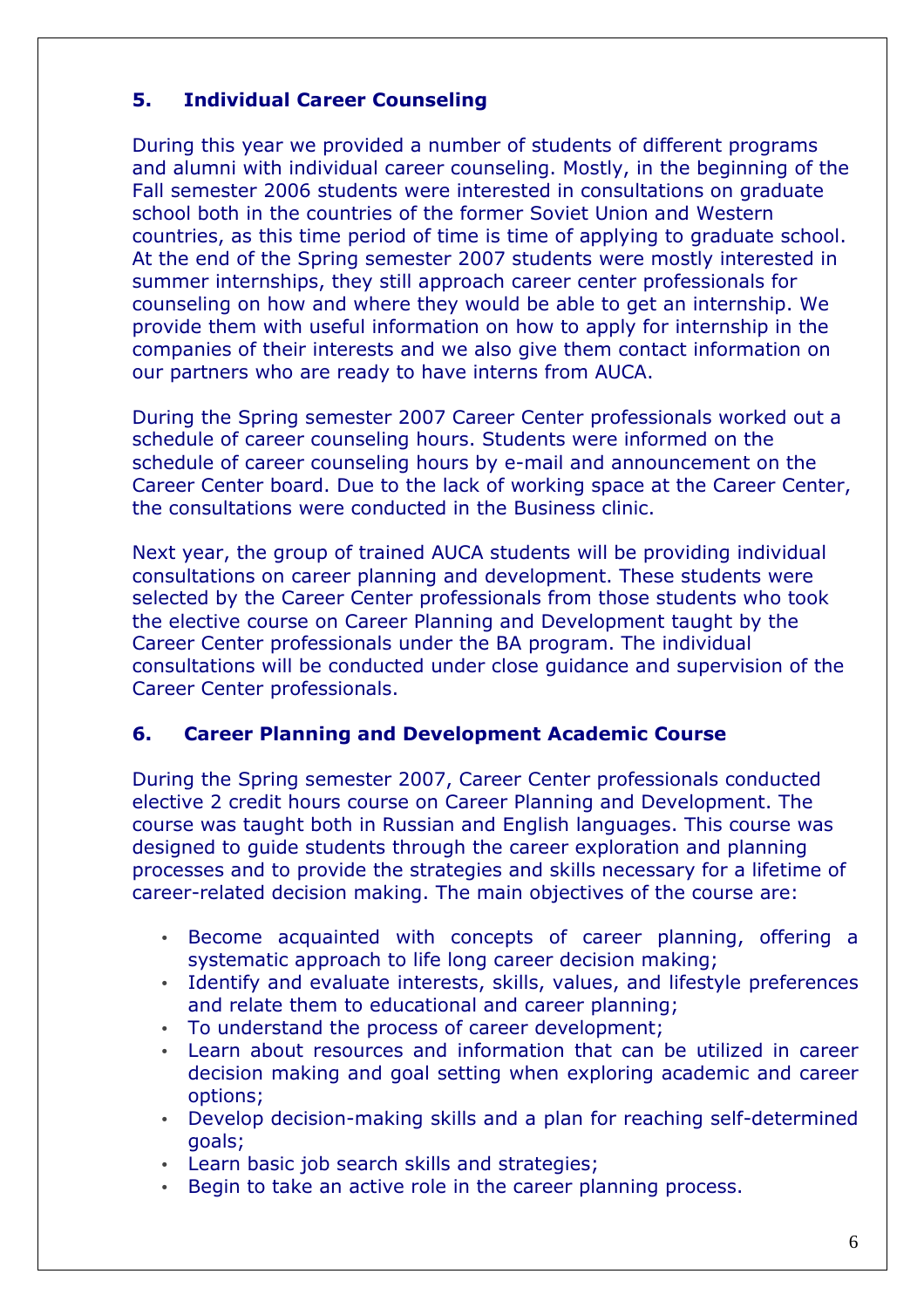## 5. Individual Career Counseling

During this year we provided a number of students of different programs and alumni with individual career counseling. Mostly, in the beginning of the Fall semester 2006 students were interested in consultations on graduate school both in the countries of the former Soviet Union and Western countries, as this time period of time is time of applying to graduate school. At the end of the Spring semester 2007 students were mostly interested in summer internships, they still approach career center professionals for counseling on how and where they would be able to get an internship. We provide them with useful information on how to apply for internship in the companies of their interests and we also give them contact information on our partners who are ready to have interns from AUCA.

During the Spring semester 2007 Career Center professionals worked out a schedule of career counseling hours. Students were informed on the schedule of career counseling hours by e-mail and announcement on the Career Center board. Due to the lack of working space at the Career Center, the consultations were conducted in the Business clinic.

Next year, the group of trained AUCA students will be providing individual consultations on career planning and development. These students were selected by the Career Center professionals from those students who took the elective course on Career Planning and Development taught by the Career Center professionals under the BA program. The individual consultations will be conducted under close guidance and supervision of the Career Center professionals.

## 6. Career Planning and Development Academic Course

During the Spring semester 2007, Career Center professionals conducted elective 2 credit hours course on Career Planning and Development. The course was taught both in Russian and English languages. This course was designed to guide students through the career exploration and planning processes and to provide the strategies and skills necessary for a lifetime of career-related decision making. The main objectives of the course are:

- Become acquainted with concepts of career planning, offering a systematic approach to life long career decision making;
- Identify and evaluate interests, skills, values, and lifestyle preferences and relate them to educational and career planning;
- To understand the process of career development;
- Learn about resources and information that can be utilized in career decision making and goal setting when exploring academic and career options;
- Develop decision-making skills and a plan for reaching self-determined goals;
- Learn basic job search skills and strategies;
- Begin to take an active role in the career planning process.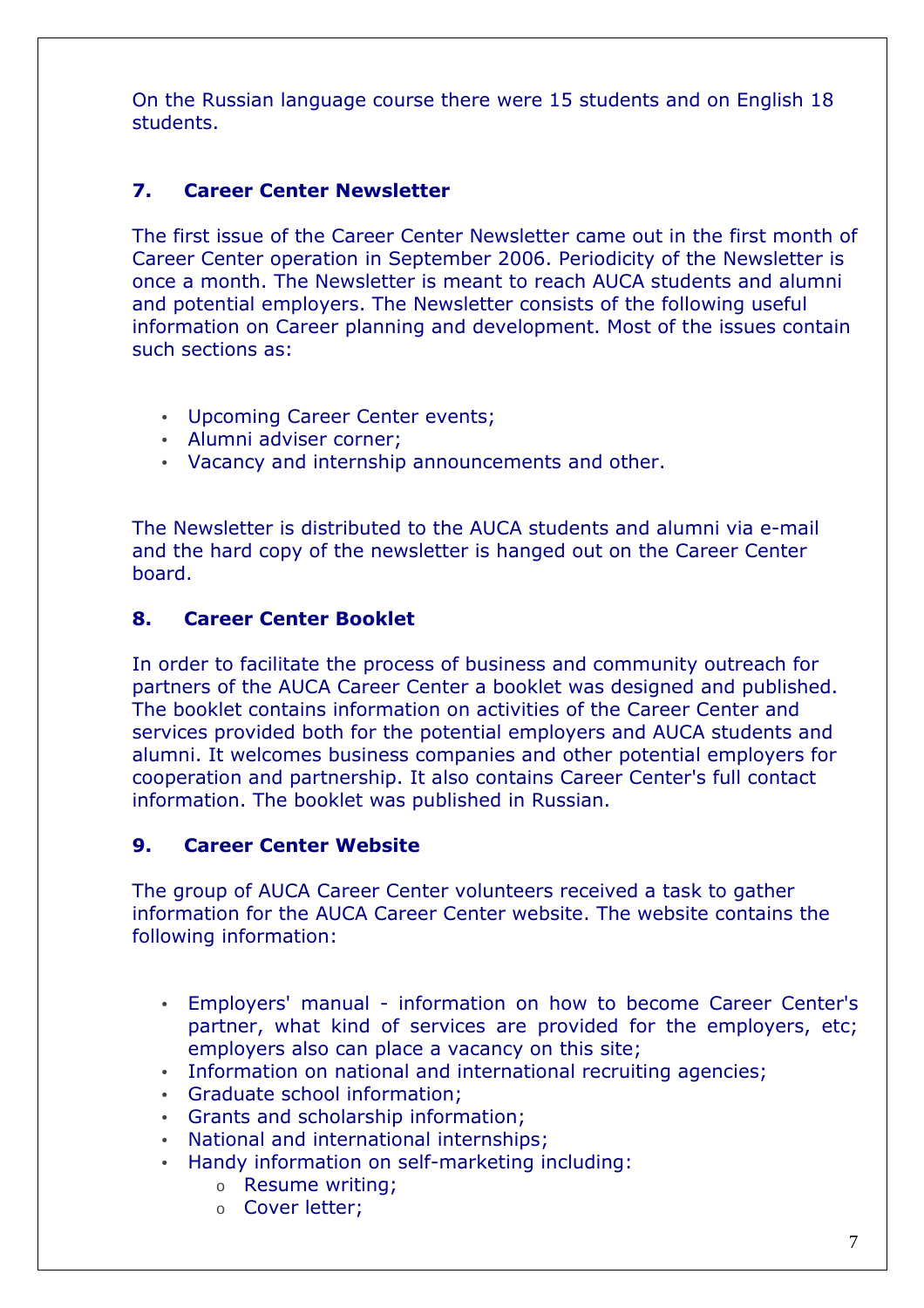On the Russian language course there were 15 students and on English 18 students.

## 7. Career Center Newsletter

The first issue of the Career Center Newsletter came out in the first month of Career Center operation in September 2006. Periodicity of the Newsletter is once a month. The Newsletter is meant to reach AUCA students and alumni and potential employers. The Newsletter consists of the following useful information on Career planning and development. Most of the issues contain such sections as:

- Upcoming Career Center events;
- Alumni adviser corner;
- Vacancy and internship announcements and other.

The Newsletter is distributed to the AUCA students and alumni via e-mail and the hard copy of the newsletter is hanged out on the Career Center board.

## 8. Career Center Booklet

In order to facilitate the process of business and community outreach for partners of the AUCA Career Center a booklet was designed and published. The booklet contains information on activities of the Career Center and services provided both for the potential employers and AUCA students and alumni. It welcomes business companies and other potential employers for cooperation and partnership. It also contains Career Center's full contact information. The booklet was published in Russian.

## 9. Career Center Website

The group of AUCA Career Center volunteers received a task to gather information for the AUCA Career Center website. The website contains the following information:

- Employers' manual - information on how to become Career Center's partner, what kind of services are provided for the employers, etc; employers also can place a vacancy on this site;
- Information on national and international recruiting agencies;
- Graduate school information;
- Grants and scholarship information;
- National and international internships;
- Handy information on self-marketing including:
  - Resume writing;
  - Cover letter;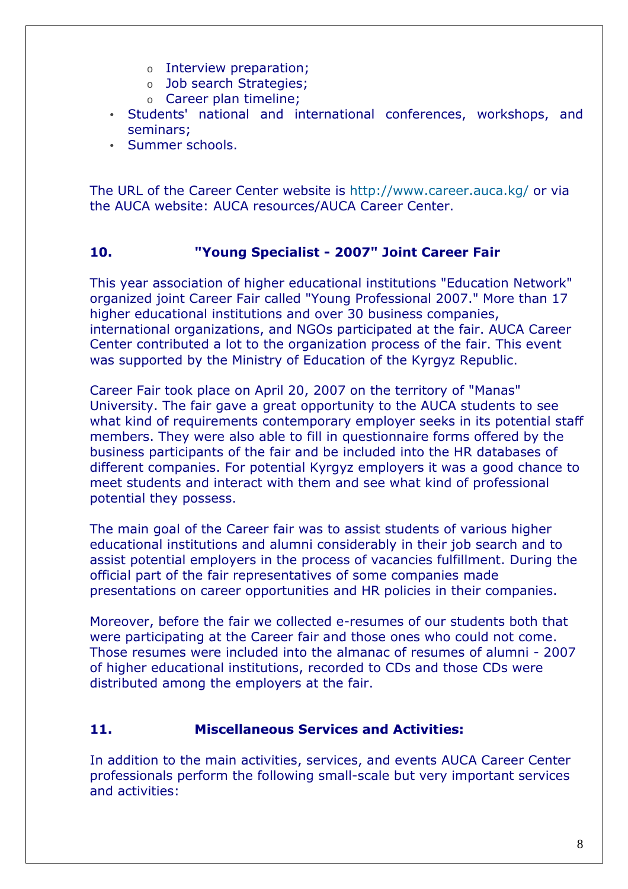- Interview preparation;
    - Job search Strategies;
    - Career plan timeline;
- Students' national and international conferences, workshops, and seminars;
- Summer schools.

The URL of the Career Center website is http://www.career.auca.kg/ or via the AUCA website: AUCA resources/AUCA Career Center.

## 10. "Young Specialist - 2007" Joint Career Fair

This year association of higher educational institutions "Education Network" organized joint Career Fair called "Young Professional 2007." More than 17 higher educational institutions and over 30 business companies, international organizations, and NGOs participated at the fair. AUCA Career Center contributed a lot to the organization process of the fair. This event was supported by the Ministry of Education of the Kyrgyz Republic.

Career Fair took place on April 20, 2007 on the territory of "Manas" University. The fair gave a great opportunity to the AUCA students to see what kind of requirements contemporary employer seeks in its potential staff members. They were also able to fill in questionnaire forms offered by the business participants of the fair and be included into the HR databases of different companies. For potential Kyrgyz employers it was a good chance to meet students and interact with them and see what kind of professional potential they possess.

The main goal of the Career fair was to assist students of various higher educational institutions and alumni considerably in their job search and to assist potential employers in the process of vacancies fulfillment. During the official part of the fair representatives of some companies made presentations on career opportunities and HR policies in their companies.

Moreover, before the fair we collected e-resumes of our students both that were participating at the Career fair and those ones who could not come. Those resumes were included into the almanac of resumes of alumni - 2007 of higher educational institutions, recorded to CDs and those CDs were distributed among the employers at the fair.

## 11. Miscellaneous Services and Activities:

In addition to the main activities, services, and events AUCA Career Center professionals perform the following small-scale but very important services and activities: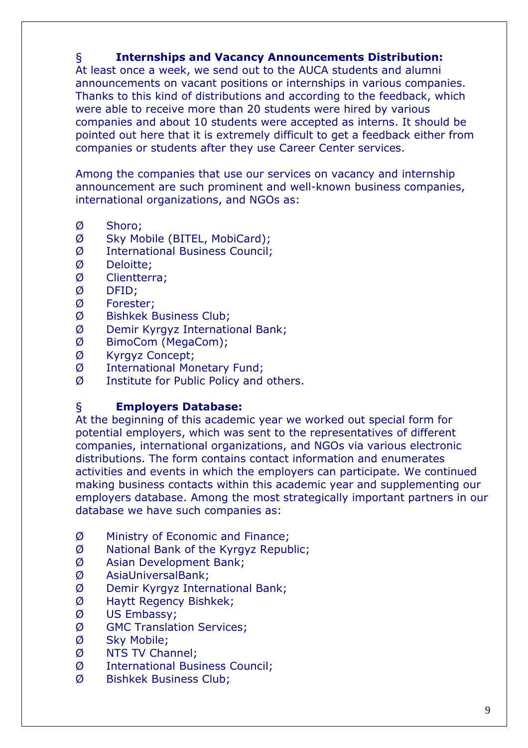§ **Internships and Vacancy Announcements Distribution:**
At least once a week, we send out to the AUCA students and alumni announcements on vacant positions or internships in various companies. Thanks to this kind of distributions and according to the feedback, which were able to receive more than 20 students were hired by various companies and about 10 students were accepted as interns. It should be pointed out here that it is extremely difficult to get a feedback either from companies or students after they use Career Center services.

Among the companies that use our services on vacancy and internship announcement are such prominent and well-known business companies, international organizations, and NGOs as:

- Shoro;
- Sky Mobile (BITEL, MobiCard);
- International Business Council;
- Deloitte;
- Clientterra;
- DFID;
- Forester;
- Bishkek Business Club;
- Demir Kyrgyz International Bank;
- BimoCom (MegaCom);
- Kyrgyz Concept;
- International Monetary Fund;
- Institute for Public Policy and others.

§ **Employers Database:**
At the beginning of this academic year we worked out special form for potential employers, which was sent to the representatives of different companies, international organizations, and NGOs via various electronic distributions. The form contains contact information and enumerates activities and events in which the employers can participate. We continued making business contacts within this academic year and supplementing our employers database. Among the most strategically important partners in our database we have such companies as:

- Ministry of Economic and Finance;
- National Bank of the Kyrgyz Republic;
- Asian Development Bank;
- AsiaUniversalBank;
- Demir Kyrgyz International Bank;
- Haytt Regency Bishkek;
- US Embassy;
- GMC Translation Services;
- Sky Mobile;
- NTS TV Channel;
- International Business Council;
- Bishkek Business Club;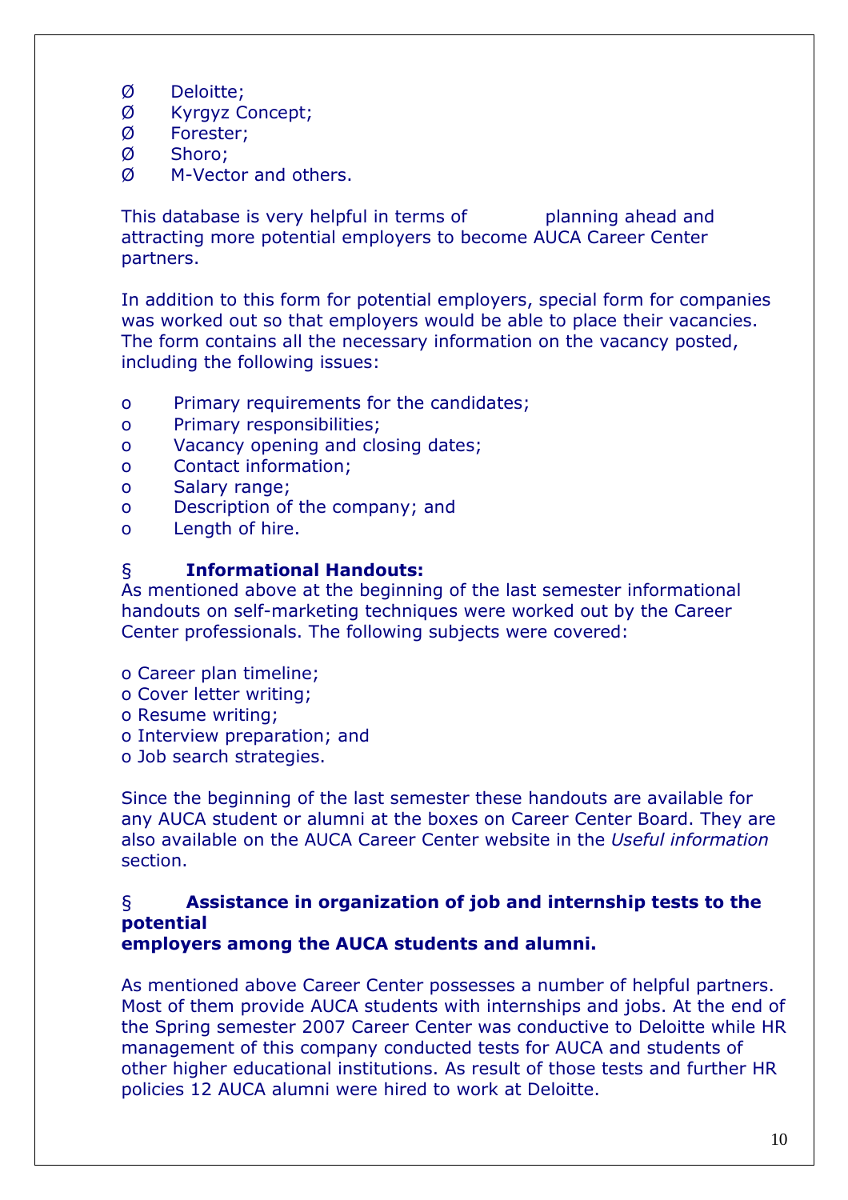- Deloitte;
- Kyrgyz Concept;
- Forester;
- Shoro;
- M-Vector and others.

This database is very helpful in terms of planning ahead and attracting more potential employers to become AUCA Career Center partners.

In addition to this form for potential employers, special form for companies was worked out so that employers would be able to place their vacancies. The form contains all the necessary information on the vacancy posted, including the following issues:

- Primary requirements for the candidates;
- Primary responsibilities;
- Vacancy opening and closing dates;
- Contact information;
- Salary range;
- Description of the company; and
- Length of hire.

§ **Informational Handouts:**

As mentioned above at the beginning of the last semester informational handouts on self-marketing techniques were worked out by the Career Center professionals. The following subjects were covered:

- Career plan timeline;
- Cover letter writing;
- Resume writing;
- Interview preparation; and
- Job search strategies.

Since the beginning of the last semester these handouts are available for any AUCA student or alumni at the boxes on Career Center Board. They are also available on the AUCA Career Center website in the *Useful information* section.

§ **Assistance in organization of job and internship tests to the potential employers among the AUCA students and alumni.**

As mentioned above Career Center possesses a number of helpful partners. Most of them provide AUCA students with internships and jobs. At the end of the Spring semester 2007 Career Center was conductive to Deloitte while HR management of this company conducted tests for AUCA and students of other higher educational institutions. As result of those tests and further HR policies 12 AUCA alumni were hired to work at Deloitte.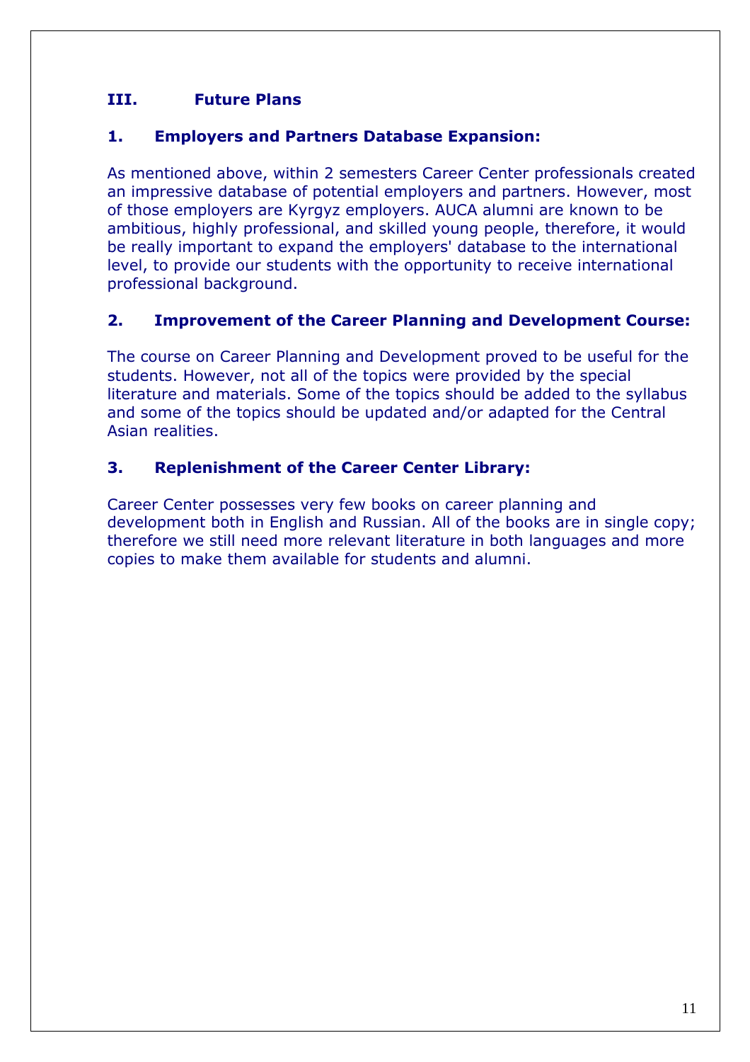## III. Future Plans

### 1. Employers and Partners Database Expansion:

As mentioned above, within 2 semesters Career Center professionals created an impressive database of potential employers and partners. However, most of those employers are Kyrgyz employers. AUCA alumni are known to be ambitious, highly professional, and skilled young people, therefore, it would be really important to expand the employers' database to the international level, to provide our students with the opportunity to receive international professional background.

### 2. Improvement of the Career Planning and Development Course:

The course on Career Planning and Development proved to be useful for the students. However, not all of the topics were provided by the special literature and materials. Some of the topics should be added to the syllabus and some of the topics should be updated and/or adapted for the Central Asian realities.

### 3. Replenishment of the Career Center Library:

Career Center possesses very few books on career planning and development both in English and Russian. All of the books are in single copy; therefore we still need more relevant literature in both languages and more copies to make them available for students and alumni.